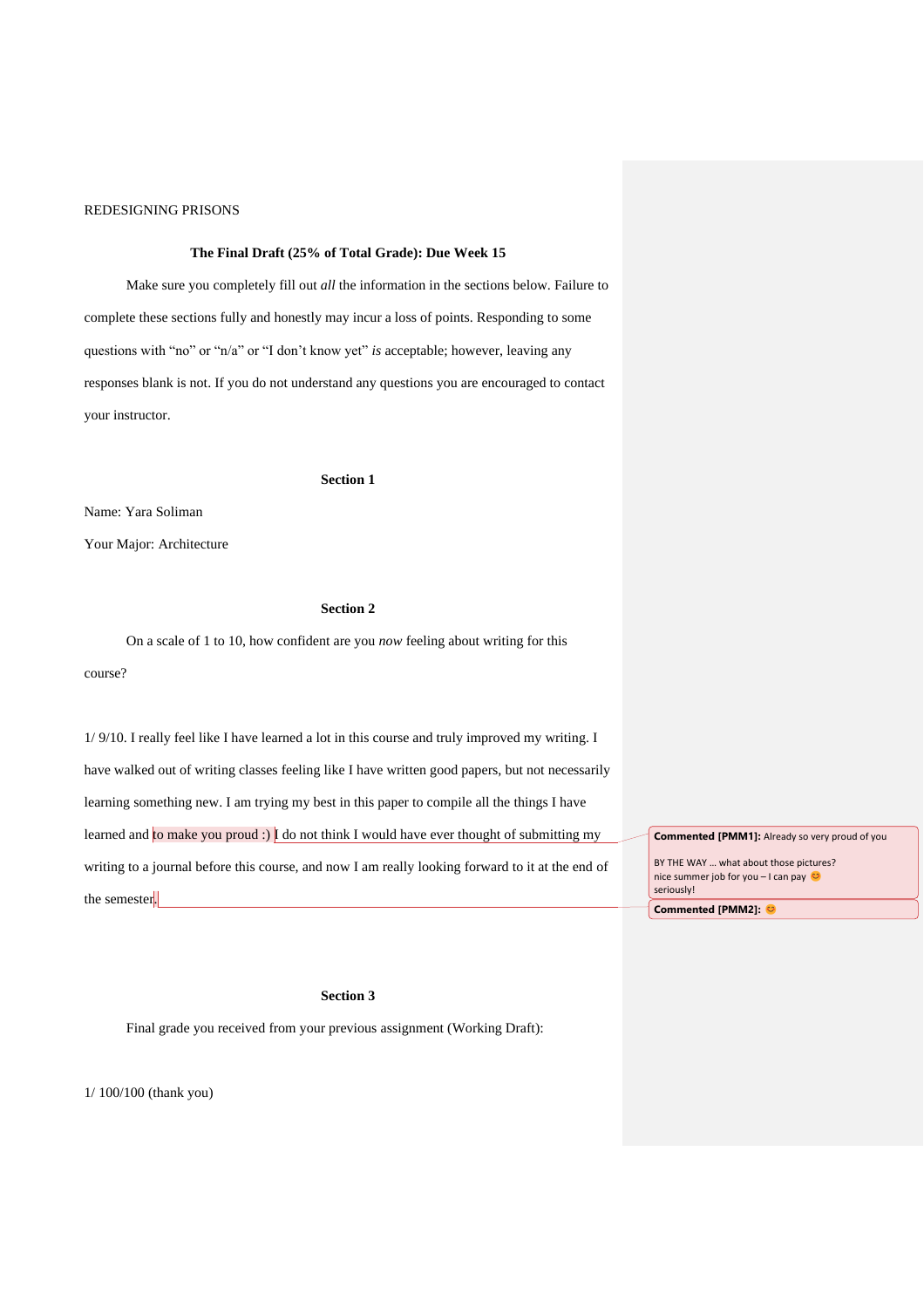REDESIGNING PRISONS

**The Final Draft (25% of Total Grade): Due Week 15**

Make sure you completely fill out *all* the information in the sections below. Failure to complete these sections fully and honestly may incur a loss of points. Responding to some questions with "no" or "n/a" or "I don't know yet" *is* acceptable; however, leaving any responses blank is not. If you do not understand any questions you are encouraged to contact your instructor.

**Section 1**

Name: Yara Soliman

Your Major: Architecture

**Section 2**

On a scale of 1 to 10, how confident are you *now* feeling about writing for this course?

1/ 9/10. I really feel like I have learned a lot in this course and truly improved my writing. I have walked out of writing classes feeling like I have written good papers, but not necessarily learning something new. I am trying my best in this paper to compile all the things I have learned and to make you proud :) I do not think I would have ever thought of submitting my writing to a journal before this course, and now I am really looking forward to it at the end of the semester.

> **Commented [PMM1]:** Already so very proud of you
>
> BY THE WAY … what about those pictures?
> nice summer job for you – I can pay 😊
> seriously!

> **Commented [PMM2]:** 😊

**Section 3**

Final grade you received from your previous assignment (Working Draft):

1/ 100/100 (thank you)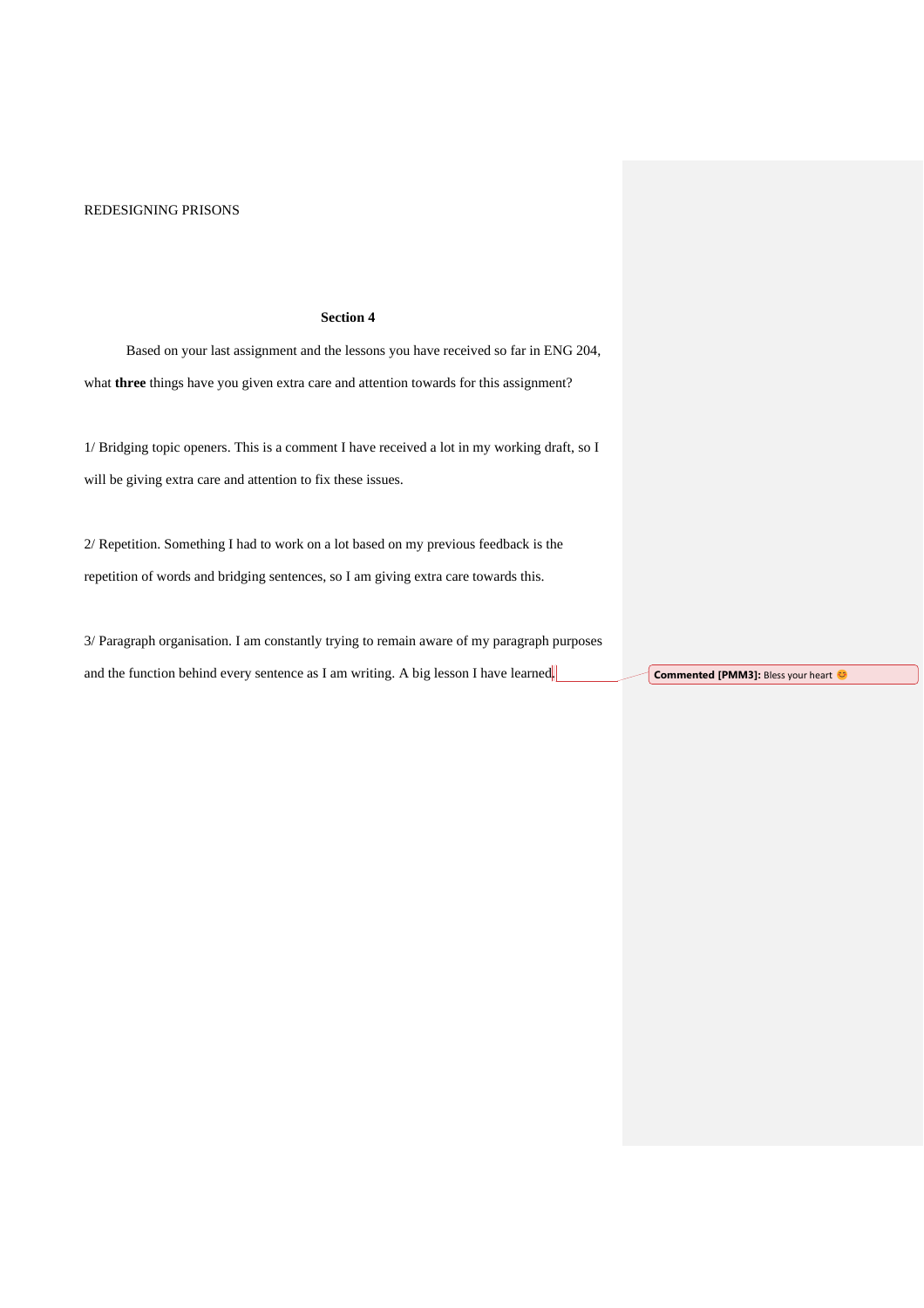### Section 4

Based on your last assignment and the lessons you have received so far in ENG 204, what **three** things have you given extra care and attention towards for this assignment?

1/ Bridging topic openers. This is a comment I have received a lot in my working draft, so I will be giving extra care and attention to fix these issues.

2/ Repetition. Something I had to work on a lot based on my previous feedback is the repetition of words and bridging sentences, so I am giving extra care towards this.

3/ Paragraph organisation. I am constantly trying to remain aware of my paragraph purposes and the function behind every sentence as I am writing. A big lesson I have learned.

**Commented [PMM3]:** Bless your heart 😊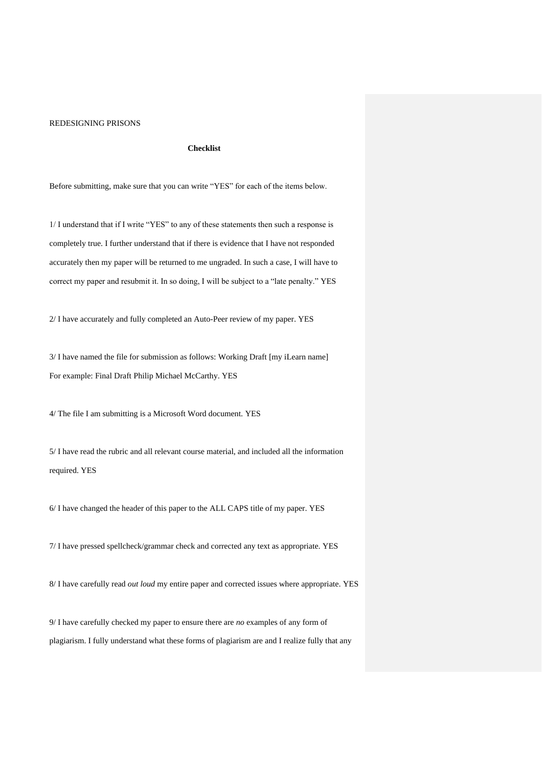## Checklist

Before submitting, make sure that you can write "YES" for each of the items below.

1/ I understand that if I write "YES" to any of these statements then such a response is completely true. I further understand that if there is evidence that I have not responded accurately then my paper will be returned to me ungraded. In such a case, I will have to correct my paper and resubmit it. In so doing, I will be subject to a "late penalty." YES

2/ I have accurately and fully completed an Auto-Peer review of my paper. YES

3/ I have named the file for submission as follows: Working Draft [my iLearn name]
For example: Final Draft Philip Michael McCarthy. YES

4/ The file I am submitting is a Microsoft Word document. YES

5/ I have read the rubric and all relevant course material, and included all the information required. YES

6/ I have changed the header of this paper to the ALL CAPS title of my paper. YES

7/ I have pressed spellcheck/grammar check and corrected any text as appropriate. YES

8/ I have carefully read *out loud* my entire paper and corrected issues where appropriate. YES

9/ I have carefully checked my paper to ensure there are *no* examples of any form of plagiarism. I fully understand what these forms of plagiarism are and I realize fully that any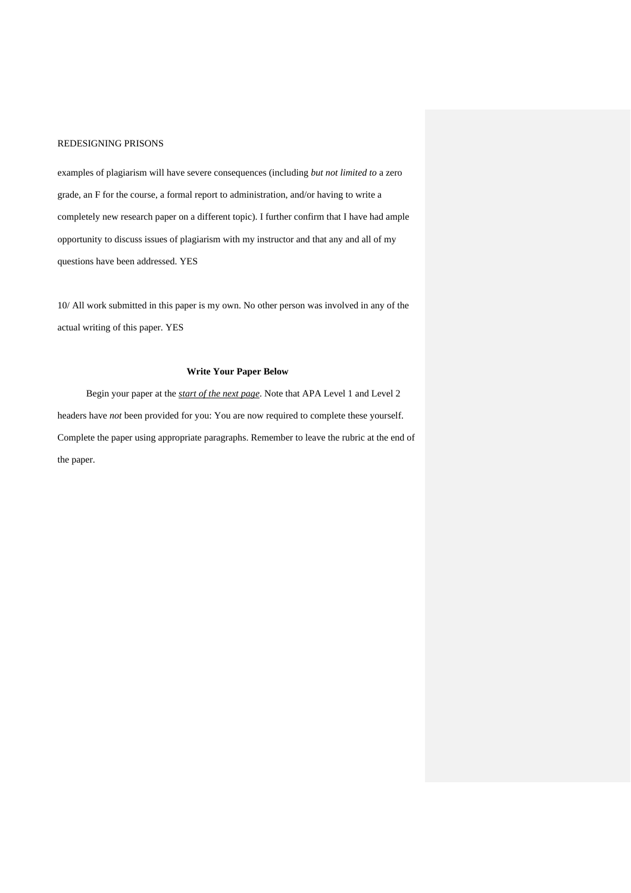examples of plagiarism will have severe consequences (including *but not limited to* a zero grade, an F for the course, a formal report to administration, and/or having to write a completely new research paper on a different topic). I further confirm that I have had ample opportunity to discuss issues of plagiarism with my instructor and that any and all of my questions have been addressed. YES

10/ All work submitted in this paper is my own. No other person was involved in any of the actual writing of this paper. YES

**Write Your Paper Below**

Begin your paper at the ***start of the next page***. Note that APA Level 1 and Level 2 headers have *not* been provided for you: You are now required to complete these yourself. Complete the paper using appropriate paragraphs. Remember to leave the rubric at the end of the paper.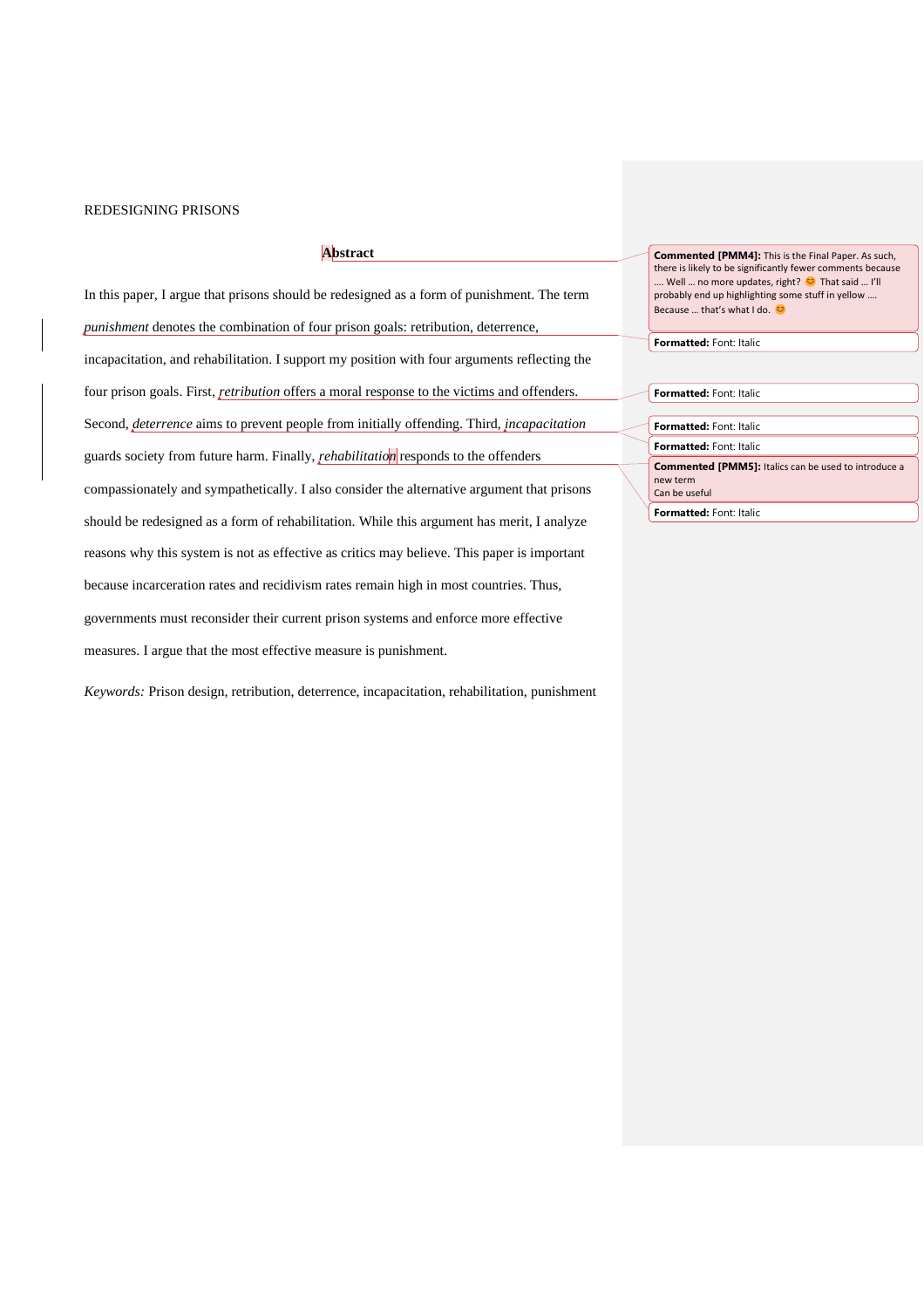## Abstract

In this paper, I argue that prisons should be redesigned as a form of punishment. The term *punishment* denotes the combination of four prison goals: retribution, deterrence, incapacitation, and rehabilitation. I support my position with four arguments reflecting the four prison goals. First, *retribution* offers a moral response to the victims and offenders. Second, *deterrence* aims to prevent people from initially offending. Third, *incapacitation* guards society from future harm. Finally, *rehabilitation* responds to the offenders compassionately and sympathetically. I also consider the alternative argument that prisons should be redesigned as a form of rehabilitation. While this argument has merit, I analyze reasons why this system is not as effective as critics may believe. This paper is important because incarceration rates and recidivism rates remain high in most countries. Thus, governments must reconsider their current prison systems and enforce more effective measures. I argue that the most effective measure is punishment.

*Keywords:* Prison design, retribution, deterrence, incapacitation, rehabilitation, punishment

**Commented [PMM4]:** This is the Final Paper. As such, there is likely to be significantly fewer comments because …. Well … no more updates, right? 😊 That said … I'll probably end up highlighting some stuff in yellow …. Because … that's what I do. 😊

**Formatted:** Font: Italic

**Formatted:** Font: Italic

**Formatted:** Font: Italic

**Formatted:** Font: Italic

**Commented [PMM5]:** Italics can be used to introduce a new term
Can be useful

**Formatted:** Font: Italic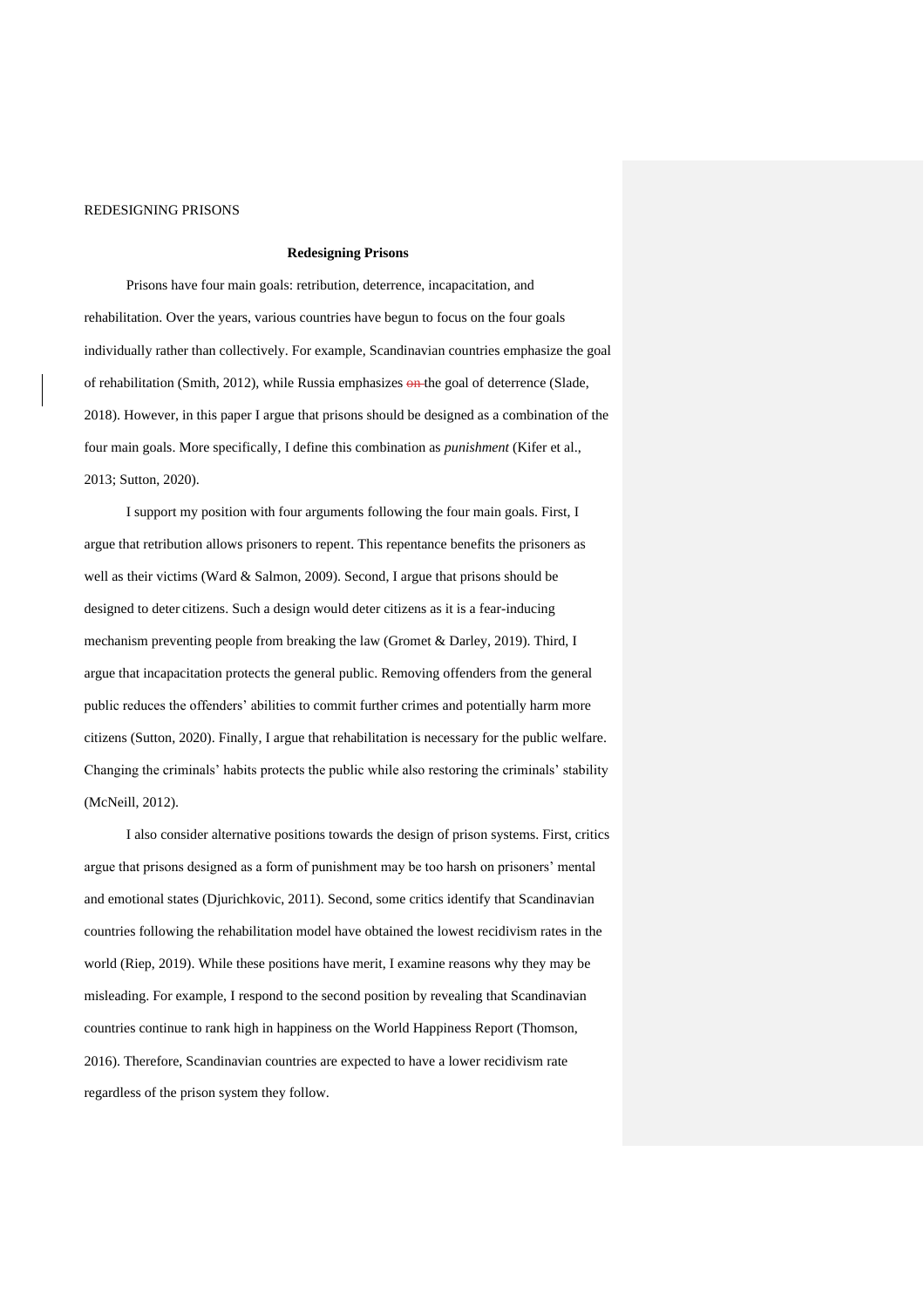# Redesigning Prisons

Prisons have four main goals: retribution, deterrence, incapacitation, and rehabilitation. Over the years, various countries have begun to focus on the four goals individually rather than collectively. For example, Scandinavian countries emphasize the goal of rehabilitation (Smith, 2012), while Russia emphasizes ~~on~~ the goal of deterrence (Slade, 2018). However, in this paper I argue that prisons should be designed as a combination of the four main goals. More specifically, I define this combination as *punishment* (Kifer et al., 2013; Sutton, 2020).

I support my position with four arguments following the four main goals. First, I argue that retribution allows prisoners to repent. This repentance benefits the prisoners as well as their victims (Ward & Salmon, 2009). Second, I argue that prisons should be designed to deter citizens. Such a design would deter citizens as it is a fear-inducing mechanism preventing people from breaking the law (Gromet & Darley, 2019). Third, I argue that incapacitation protects the general public. Removing offenders from the general public reduces the offenders' abilities to commit further crimes and potentially harm more citizens (Sutton, 2020). Finally, I argue that rehabilitation is necessary for the public welfare. Changing the criminals' habits protects the public while also restoring the criminals' stability (McNeill, 2012).

I also consider alternative positions towards the design of prison systems. First, critics argue that prisons designed as a form of punishment may be too harsh on prisoners' mental and emotional states (Djurichkovic, 2011). Second, some critics identify that Scandinavian countries following the rehabilitation model have obtained the lowest recidivism rates in the world (Riep, 2019). While these positions have merit, I examine reasons why they may be misleading. For example, I respond to the second position by revealing that Scandinavian countries continue to rank high in happiness on the World Happiness Report (Thomson, 2016). Therefore, Scandinavian countries are expected to have a lower recidivism rate regardless of the prison system they follow.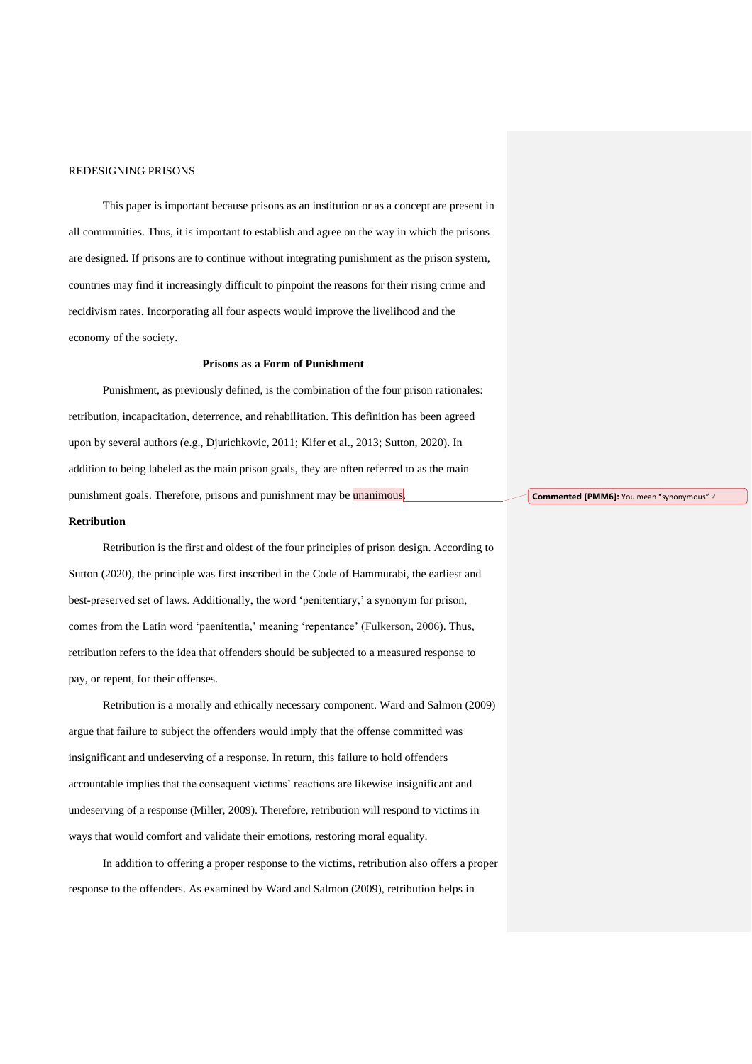This paper is important because prisons as an institution or as a concept are present in all communities. Thus, it is important to establish and agree on the way in which the prisons are designed. If prisons are to continue without integrating punishment as the prison system, countries may find it increasingly difficult to pinpoint the reasons for their rising crime and recidivism rates. Incorporating all four aspects would improve the livelihood and the economy of the society.

## Prisons as a Form of Punishment

Punishment, as previously defined, is the combination of the four prison rationales: retribution, incapacitation, deterrence, and rehabilitation. This definition has been agreed upon by several authors (e.g., Djurichkovic, 2011; Kifer et al., 2013; Sutton, 2020). In addition to being labeled as the main prison goals, they are often referred to as the main punishment goals. Therefore, prisons and punishment may be unanimous.

Commented [PMM6]: You mean "synonymous" ?

### Retribution

Retribution is the first and oldest of the four principles of prison design. According to Sutton (2020), the principle was first inscribed in the Code of Hammurabi, the earliest and best-preserved set of laws. Additionally, the word 'penitentiary,' a synonym for prison, comes from the Latin word 'paenitentia,' meaning 'repentance' (Fulkerson, 2006). Thus, retribution refers to the idea that offenders should be subjected to a measured response to pay, or repent, for their offenses.

Retribution is a morally and ethically necessary component. Ward and Salmon (2009) argue that failure to subject the offenders would imply that the offense committed was insignificant and undeserving of a response. In return, this failure to hold offenders accountable implies that the consequent victims' reactions are likewise insignificant and undeserving of a response (Miller, 2009). Therefore, retribution will respond to victims in ways that would comfort and validate their emotions, restoring moral equality.

In addition to offering a proper response to the victims, retribution also offers a proper response to the offenders. As examined by Ward and Salmon (2009), retribution helps in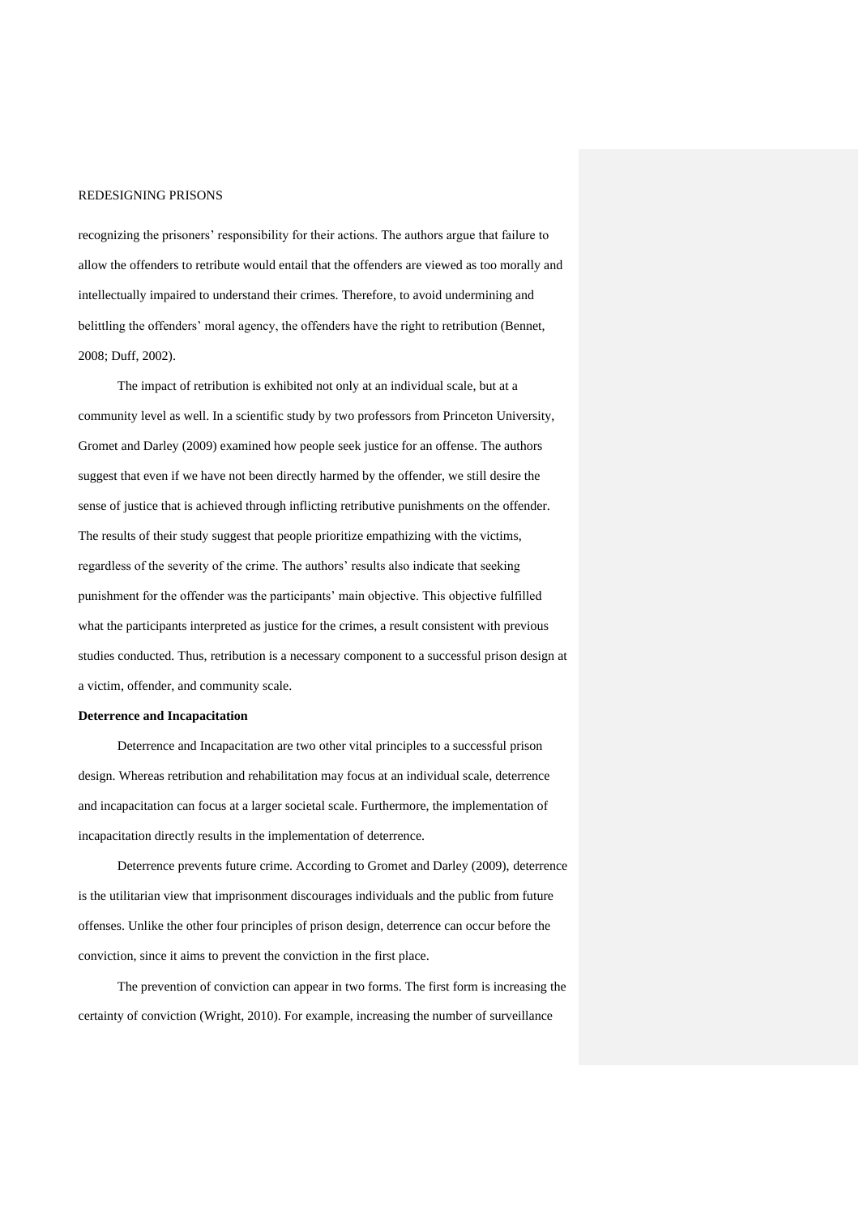recognizing the prisoners' responsibility for their actions. The authors argue that failure to allow the offenders to retribute would entail that the offenders are viewed as too morally and intellectually impaired to understand their crimes. Therefore, to avoid undermining and belittling the offenders' moral agency, the offenders have the right to retribution (Bennet, 2008; Duff, 2002).

The impact of retribution is exhibited not only at an individual scale, but at a community level as well. In a scientific study by two professors from Princeton University, Gromet and Darley (2009) examined how people seek justice for an offense. The authors suggest that even if we have not been directly harmed by the offender, we still desire the sense of justice that is achieved through inflicting retributive punishments on the offender. The results of their study suggest that people prioritize empathizing with the victims, regardless of the severity of the crime. The authors' results also indicate that seeking punishment for the offender was the participants' main objective. This objective fulfilled what the participants interpreted as justice for the crimes, a result consistent with previous studies conducted. Thus, retribution is a necessary component to a successful prison design at a victim, offender, and community scale.

**Deterrence and Incapacitation**

Deterrence and Incapacitation are two other vital principles to a successful prison design. Whereas retribution and rehabilitation may focus at an individual scale, deterrence and incapacitation can focus at a larger societal scale. Furthermore, the implementation of incapacitation directly results in the implementation of deterrence.

Deterrence prevents future crime. According to Gromet and Darley (2009), deterrence is the utilitarian view that imprisonment discourages individuals and the public from future offenses. Unlike the other four principles of prison design, deterrence can occur before the conviction, since it aims to prevent the conviction in the first place.

The prevention of conviction can appear in two forms. The first form is increasing the certainty of conviction (Wright, 2010). For example, increasing the number of surveillance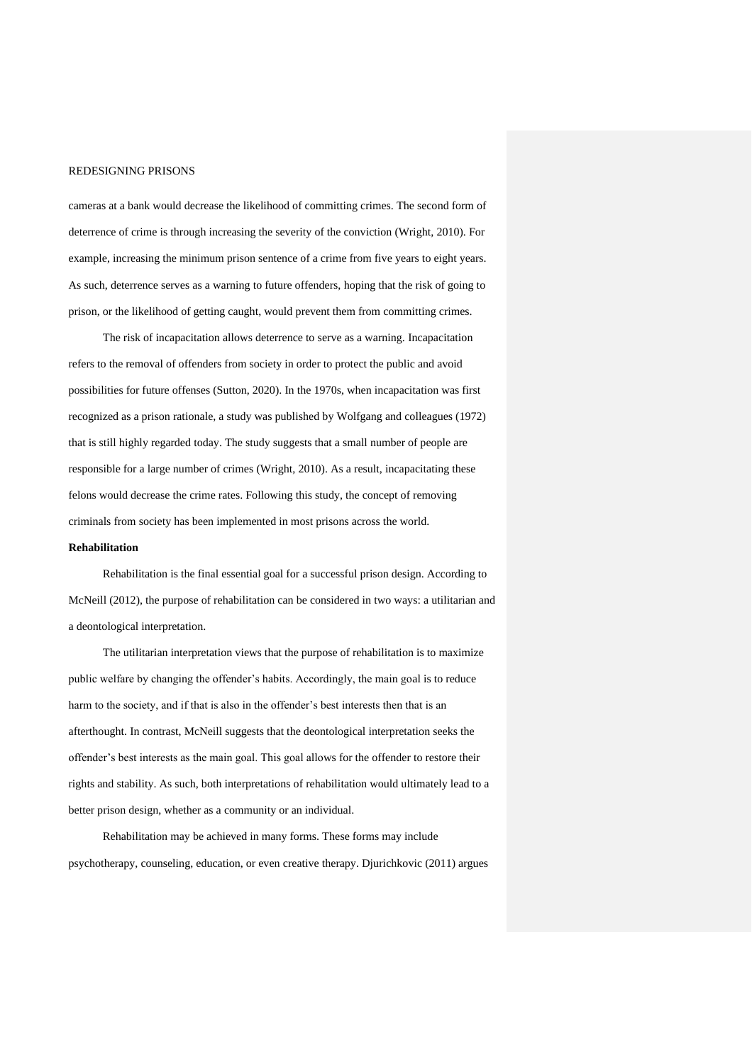cameras at a bank would decrease the likelihood of committing crimes. The second form of deterrence of crime is through increasing the severity of the conviction (Wright, 2010). For example, increasing the minimum prison sentence of a crime from five years to eight years. As such, deterrence serves as a warning to future offenders, hoping that the risk of going to prison, or the likelihood of getting caught, would prevent them from committing crimes.

The risk of incapacitation allows deterrence to serve as a warning. Incapacitation refers to the removal of offenders from society in order to protect the public and avoid possibilities for future offenses (Sutton, 2020). In the 1970s, when incapacitation was first recognized as a prison rationale, a study was published by Wolfgang and colleagues (1972) that is still highly regarded today. The study suggests that a small number of people are responsible for a large number of crimes (Wright, 2010). As a result, incapacitating these felons would decrease the crime rates. Following this study, the concept of removing criminals from society has been implemented in most prisons across the world.

**Rehabilitation**

Rehabilitation is the final essential goal for a successful prison design. According to McNeill (2012), the purpose of rehabilitation can be considered in two ways: a utilitarian and a deontological interpretation.

The utilitarian interpretation views that the purpose of rehabilitation is to maximize public welfare by changing the offender's habits. Accordingly, the main goal is to reduce harm to the society, and if that is also in the offender's best interests then that is an afterthought. In contrast, McNeill suggests that the deontological interpretation seeks the offender's best interests as the main goal. This goal allows for the offender to restore their rights and stability. As such, both interpretations of rehabilitation would ultimately lead to a better prison design, whether as a community or an individual.

Rehabilitation may be achieved in many forms. These forms may include psychotherapy, counseling, education, or even creative therapy. Djurichkovic (2011) argues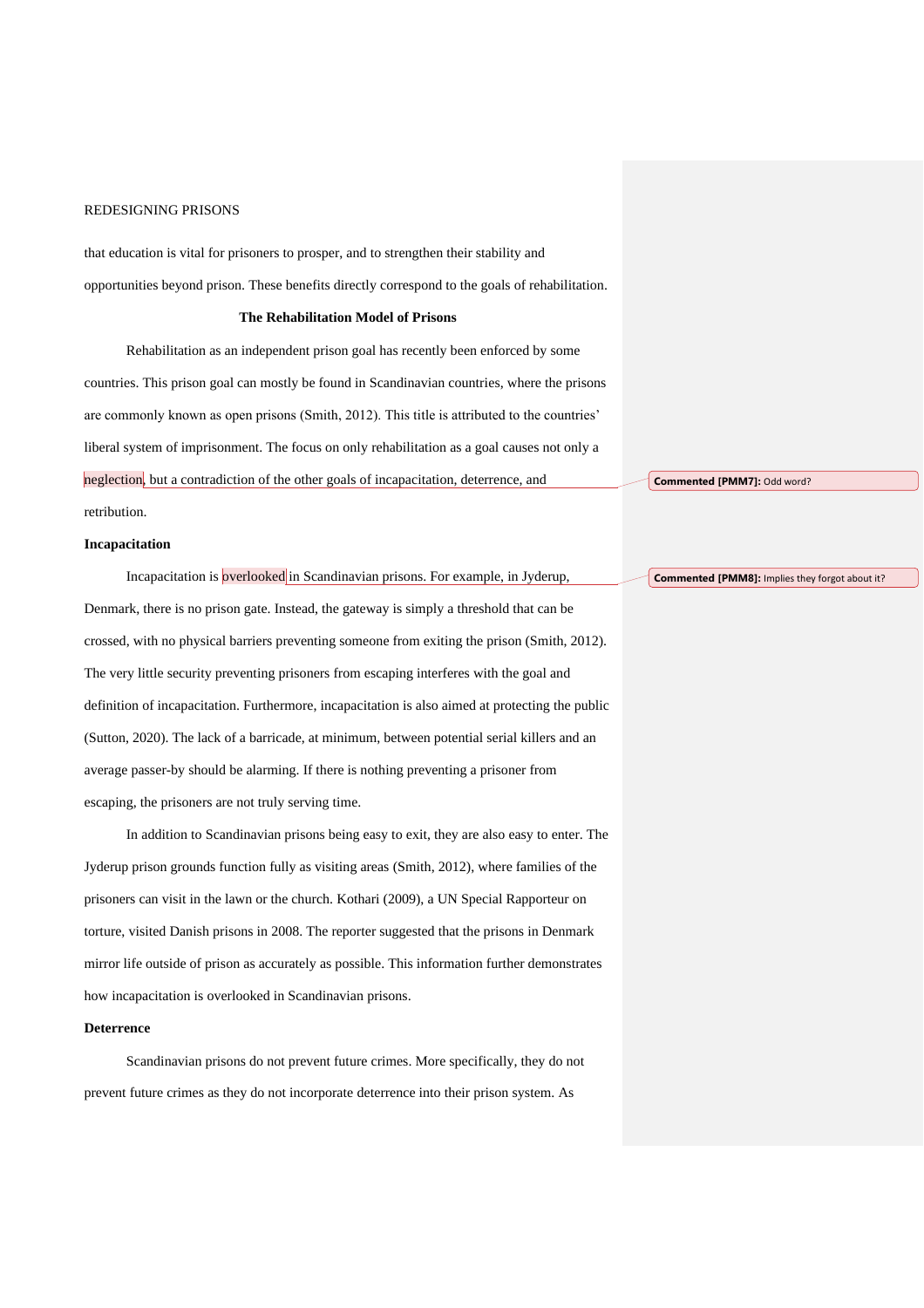that education is vital for prisoners to prosper, and to strengthen their stability and opportunities beyond prison. These benefits directly correspond to the goals of rehabilitation.

## The Rehabilitation Model of Prisons

Rehabilitation as an independent prison goal has recently been enforced by some countries. This prison goal can mostly be found in Scandinavian countries, where the prisons are commonly known as open prisons (Smith, 2012). This title is attributed to the countries' liberal system of imprisonment. The focus on only rehabilitation as a goal causes not only a neglection, but a contradiction of the other goals of incapacitation, deterrence, and retribution.

**Commented [PMM7]:** Odd word?

### Incapacitation

Incapacitation is overlooked in Scandinavian prisons. For example, in Jyderup, Denmark, there is no prison gate. Instead, the gateway is simply a threshold that can be crossed, with no physical barriers preventing someone from exiting the prison (Smith, 2012). The very little security preventing prisoners from escaping interferes with the goal and definition of incapacitation. Furthermore, incapacitation is also aimed at protecting the public (Sutton, 2020). The lack of a barricade, at minimum, between potential serial killers and an average passer-by should be alarming. If there is nothing preventing a prisoner from escaping, the prisoners are not truly serving time.

**Commented [PMM8]:** Implies they forgot about it?

In addition to Scandinavian prisons being easy to exit, they are also easy to enter. The Jyderup prison grounds function fully as visiting areas (Smith, 2012), where families of the prisoners can visit in the lawn or the church. Kothari (2009), a UN Special Rapporteur on torture, visited Danish prisons in 2008. The reporter suggested that the prisons in Denmark mirror life outside of prison as accurately as possible. This information further demonstrates how incapacitation is overlooked in Scandinavian prisons.

### Deterrence

Scandinavian prisons do not prevent future crimes. More specifically, they do not prevent future crimes as they do not incorporate deterrence into their prison system. As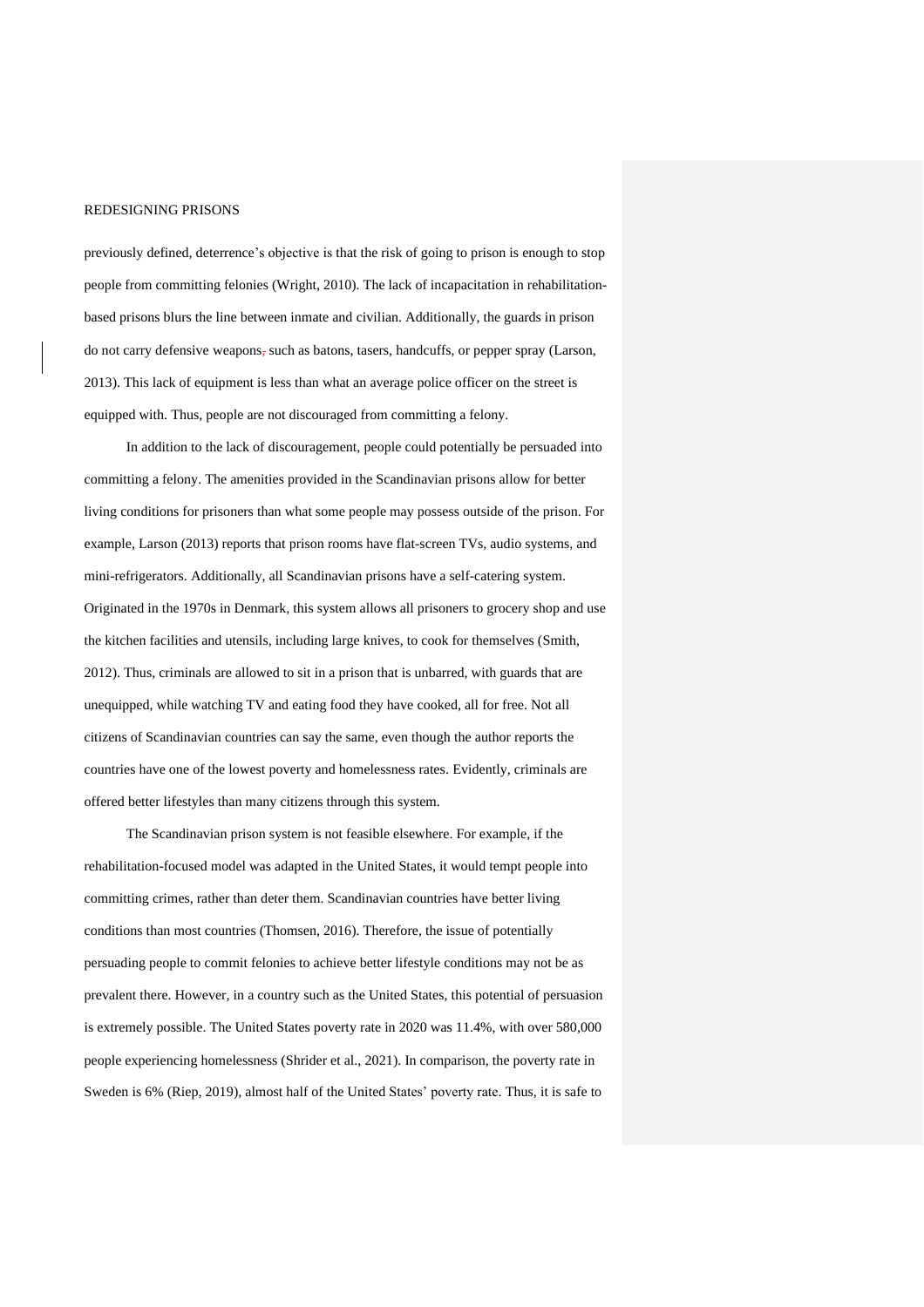previously defined, deterrence's objective is that the risk of going to prison is enough to stop people from committing felonies (Wright, 2010). The lack of incapacitation in rehabilitation-based prisons blurs the line between inmate and civilian. Additionally, the guards in prison do not carry defensive weapons, such as batons, tasers, handcuffs, or pepper spray (Larson, 2013). This lack of equipment is less than what an average police officer on the street is equipped with. Thus, people are not discouraged from committing a felony.

In addition to the lack of discouragement, people could potentially be persuaded into committing a felony. The amenities provided in the Scandinavian prisons allow for better living conditions for prisoners than what some people may possess outside of the prison. For example, Larson (2013) reports that prison rooms have flat-screen TVs, audio systems, and mini-refrigerators. Additionally, all Scandinavian prisons have a self-catering system. Originated in the 1970s in Denmark, this system allows all prisoners to grocery shop and use the kitchen facilities and utensils, including large knives, to cook for themselves (Smith, 2012). Thus, criminals are allowed to sit in a prison that is unbarred, with guards that are unequipped, while watching TV and eating food they have cooked, all for free. Not all citizens of Scandinavian countries can say the same, even though the author reports the countries have one of the lowest poverty and homelessness rates. Evidently, criminals are offered better lifestyles than many citizens through this system.

The Scandinavian prison system is not feasible elsewhere. For example, if the rehabilitation-focused model was adapted in the United States, it would tempt people into committing crimes, rather than deter them. Scandinavian countries have better living conditions than most countries (Thomsen, 2016). Therefore, the issue of potentially persuading people to commit felonies to achieve better lifestyle conditions may not be as prevalent there. However, in a country such as the United States, this potential of persuasion is extremely possible. The United States poverty rate in 2020 was 11.4%, with over 580,000 people experiencing homelessness (Shrider et al., 2021). In comparison, the poverty rate in Sweden is 6% (Riep, 2019), almost half of the United States' poverty rate. Thus, it is safe to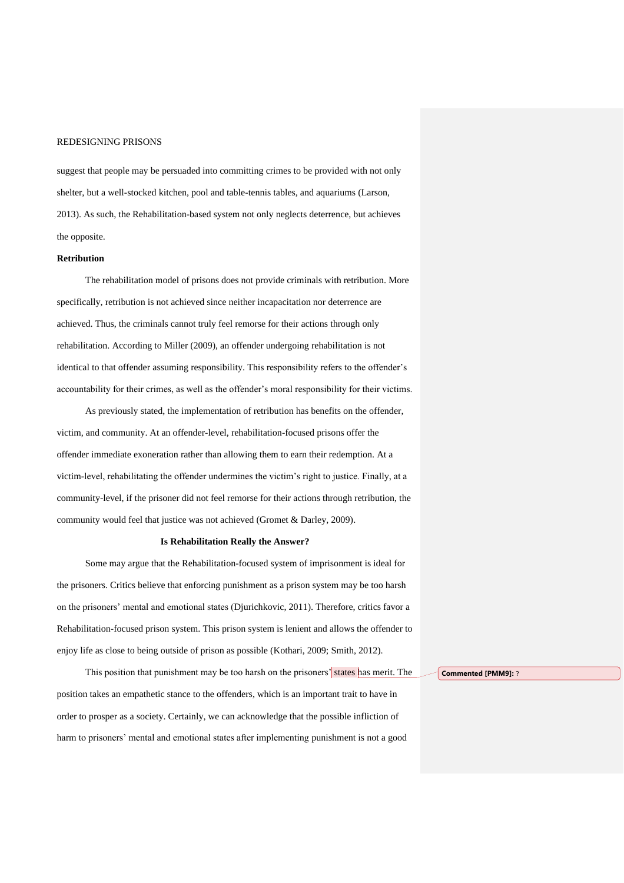suggest that people may be persuaded into committing crimes to be provided with not only shelter, but a well-stocked kitchen, pool and table-tennis tables, and aquariums (Larson, 2013). As such, the Rehabilitation-based system not only neglects deterrence, but achieves the opposite.

**Retribution**

The rehabilitation model of prisons does not provide criminals with retribution. More specifically, retribution is not achieved since neither incapacitation nor deterrence are achieved. Thus, the criminals cannot truly feel remorse for their actions through only rehabilitation. According to Miller (2009), an offender undergoing rehabilitation is not identical to that offender assuming responsibility. This responsibility refers to the offender's accountability for their crimes, as well as the offender's moral responsibility for their victims.

As previously stated, the implementation of retribution has benefits on the offender, victim, and community. At an offender-level, rehabilitation-focused prisons offer the offender immediate exoneration rather than allowing them to earn their redemption. At a victim-level, rehabilitating the offender undermines the victim's right to justice. Finally, at a community-level, if the prisoner did not feel remorse for their actions through retribution, the community would feel that justice was not achieved (Gromet & Darley, 2009).

## Is Rehabilitation Really the Answer?

Some may argue that the Rehabilitation-focused system of imprisonment is ideal for the prisoners. Critics believe that enforcing punishment as a prison system may be too harsh on the prisoners' mental and emotional states (Djurichkovic, 2011). Therefore, critics favor a Rehabilitation-focused prison system. This prison system is lenient and allows the offender to enjoy life as close to being outside of prison as possible (Kothari, 2009; Smith, 2012).

This position that punishment may be too harsh on the prisoners' states has merit. The position takes an empathetic stance to the offenders, which is an important trait to have in order to prosper as a society. Certainly, we can acknowledge that the possible infliction of harm to prisoners' mental and emotional states after implementing punishment is not a good

**Commented [PMM9]:** ?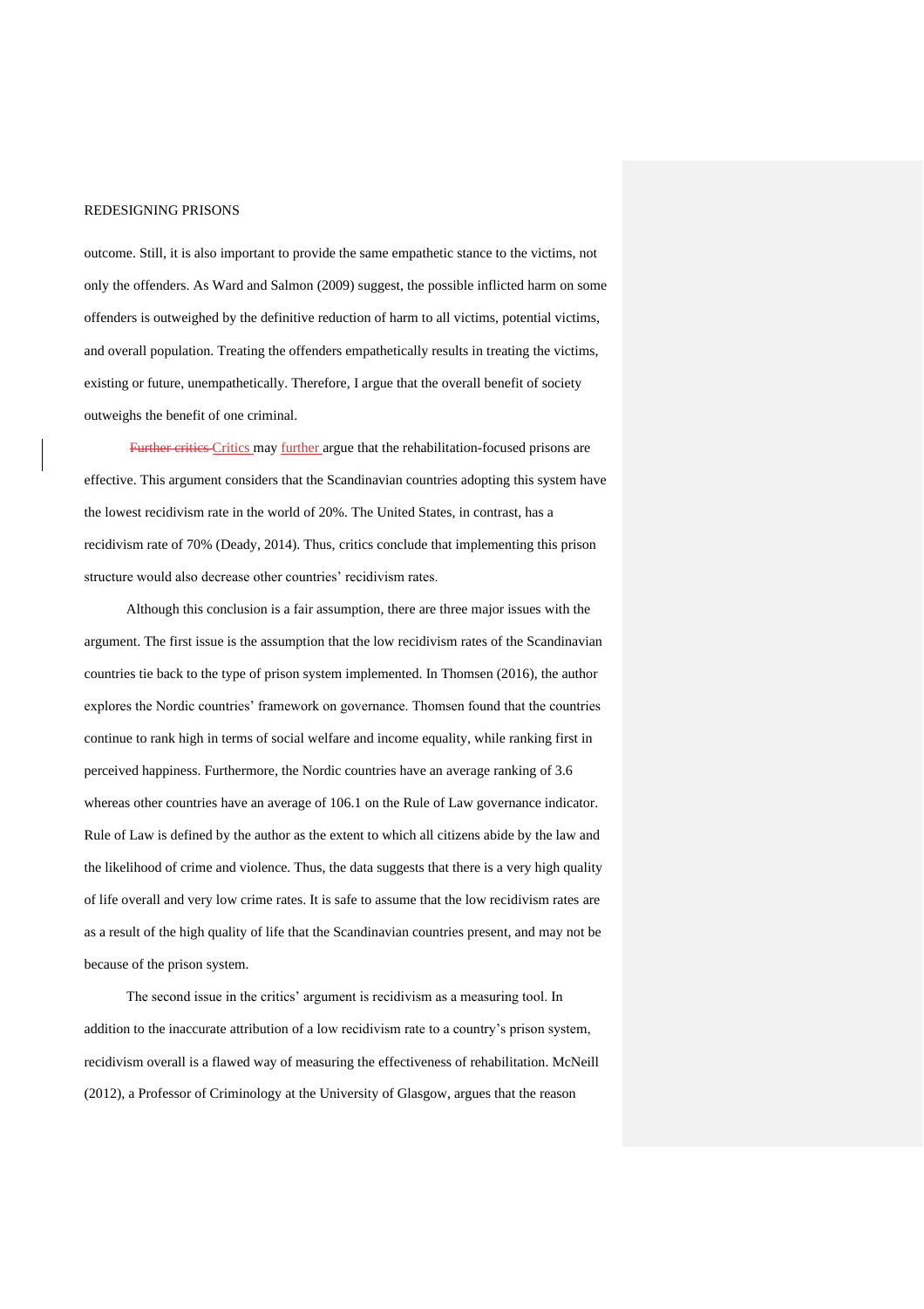outcome. Still, it is also important to provide the same empathetic stance to the victims, not only the offenders. As Ward and Salmon (2009) suggest, the possible inflicted harm on some offenders is outweighed by the definitive reduction of harm to all victims, potential victims, and overall population. Treating the offenders empathetically results in treating the victims, existing or future, unempathetically. Therefore, I argue that the overall benefit of society outweighs the benefit of one criminal.

Critics may further argue that the rehabilitation-focused prisons are effective. This argument considers that the Scandinavian countries adopting this system have the lowest recidivism rate in the world of 20%. The United States, in contrast, has a recidivism rate of 70% (Deady, 2014). Thus, critics conclude that implementing this prison structure would also decrease other countries' recidivism rates.

Although this conclusion is a fair assumption, there are three major issues with the argument. The first issue is the assumption that the low recidivism rates of the Scandinavian countries tie back to the type of prison system implemented. In Thomsen (2016), the author explores the Nordic countries' framework on governance. Thomsen found that the countries continue to rank high in terms of social welfare and income equality, while ranking first in perceived happiness. Furthermore, the Nordic countries have an average ranking of 3.6 whereas other countries have an average of 106.1 on the Rule of Law governance indicator. Rule of Law is defined by the author as the extent to which all citizens abide by the law and the likelihood of crime and violence. Thus, the data suggests that there is a very high quality of life overall and very low crime rates. It is safe to assume that the low recidivism rates are as a result of the high quality of life that the Scandinavian countries present, and may not be because of the prison system.

The second issue in the critics' argument is recidivism as a measuring tool. In addition to the inaccurate attribution of a low recidivism rate to a country's prison system, recidivism overall is a flawed way of measuring the effectiveness of rehabilitation. McNeill (2012), a Professor of Criminology at the University of Glasgow, argues that the reason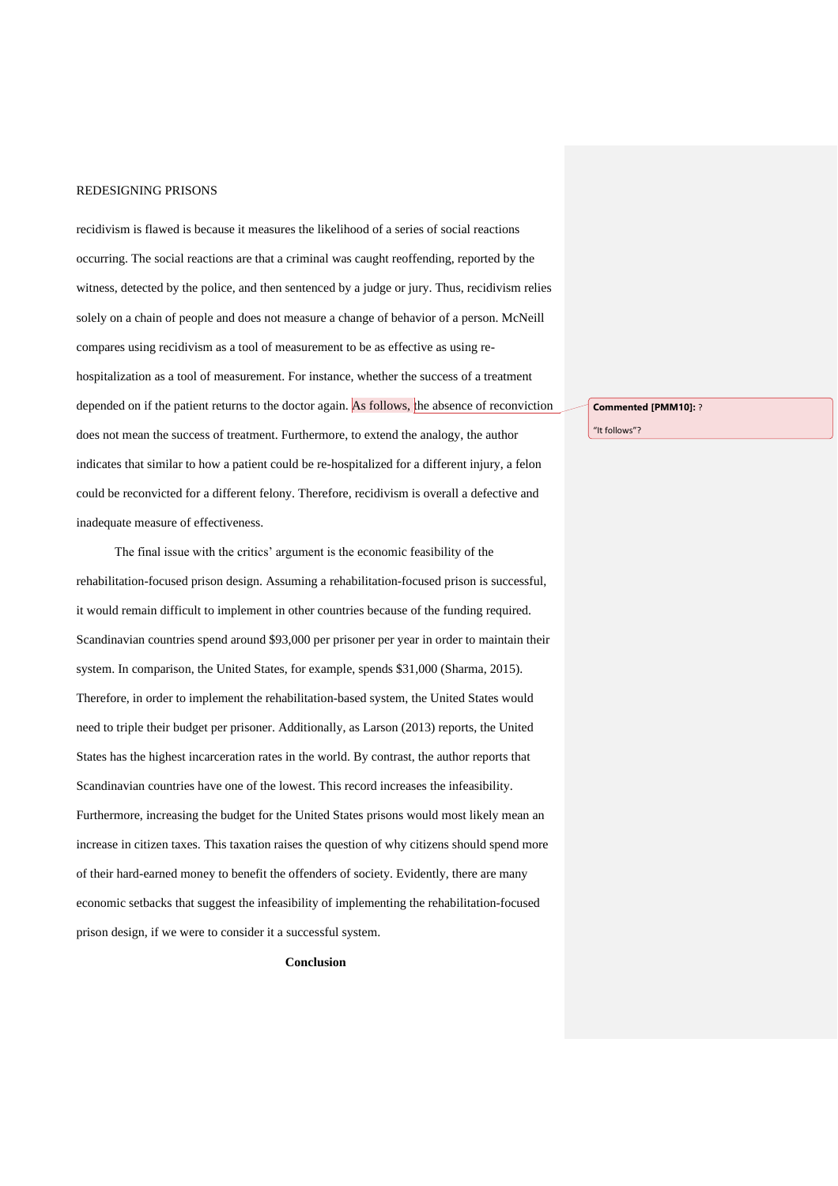recidivism is flawed is because it measures the likelihood of a series of social reactions occurring. The social reactions are that a criminal was caught reoffending, reported by the witness, detected by the police, and then sentenced by a judge or jury. Thus, recidivism relies solely on a chain of people and does not measure a change of behavior of a person. McNeill compares using recidivism as a tool of measurement to be as effective as using re-hospitalization as a tool of measurement. For instance, whether the success of a treatment depended on if the patient returns to the doctor again. As follows, the absence of reconviction does not mean the success of treatment. Furthermore, to extend the analogy, the author indicates that similar to how a patient could be re-hospitalized for a different injury, a felon could be reconvicted for a different felony. Therefore, recidivism is overall a defective and inadequate measure of effectiveness.

**Commented [PMM10]:** ?

"It follows"?

The final issue with the critics' argument is the economic feasibility of the rehabilitation-focused prison design. Assuming a rehabilitation-focused prison is successful, it would remain difficult to implement in other countries because of the funding required. Scandinavian countries spend around $93,000 per prisoner per year in order to maintain their system. In comparison, the United States, for example, spends $31,000 (Sharma, 2015). Therefore, in order to implement the rehabilitation-based system, the United States would need to triple their budget per prisoner. Additionally, as Larson (2013) reports, the United States has the highest incarceration rates in the world. By contrast, the author reports that Scandinavian countries have one of the lowest. This record increases the infeasibility. Furthermore, increasing the budget for the United States prisons would most likely mean an increase in citizen taxes. This taxation raises the question of why citizens should spend more of their hard-earned money to benefit the offenders of society. Evidently, there are many economic setbacks that suggest the infeasibility of implementing the rehabilitation-focused prison design, if we were to consider it a successful system.

## Conclusion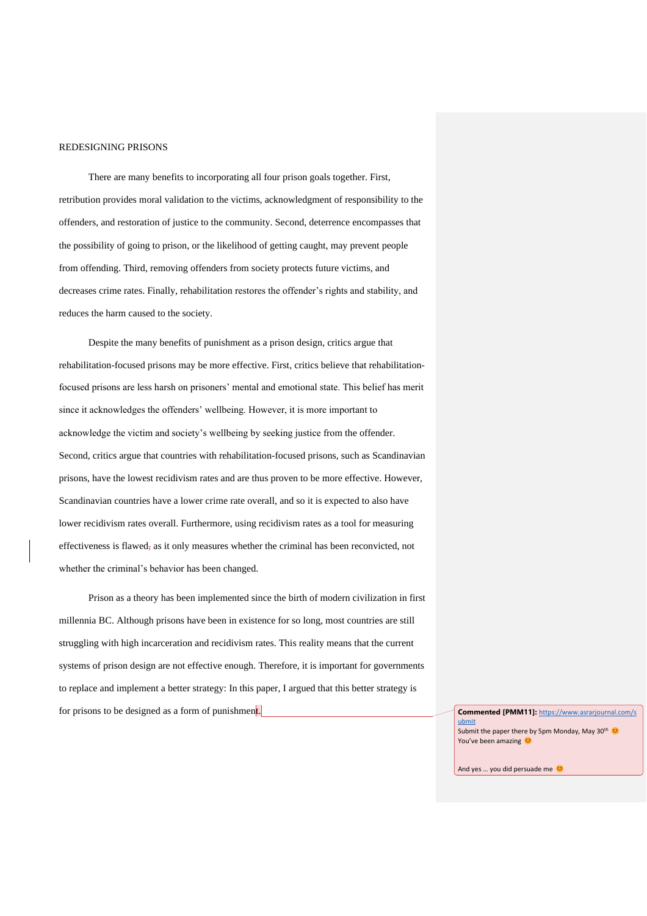REDESIGNING PRISONS

There are many benefits to incorporating all four prison goals together. First, retribution provides moral validation to the victims, acknowledgment of responsibility to the offenders, and restoration of justice to the community. Second, deterrence encompasses that the possibility of going to prison, or the likelihood of getting caught, may prevent people from offending. Third, removing offenders from society protects future victims, and decreases crime rates. Finally, rehabilitation restores the offender's rights and stability, and reduces the harm caused to the society.

Despite the many benefits of punishment as a prison design, critics argue that rehabilitation-focused prisons may be more effective. First, critics believe that rehabilitation-focused prisons are less harsh on prisoners' mental and emotional state. This belief has merit since it acknowledges the offenders' wellbeing. However, it is more important to acknowledge the victim and society's wellbeing by seeking justice from the offender. Second, critics argue that countries with rehabilitation-focused prisons, such as Scandinavian prisons, have the lowest recidivism rates and are thus proven to be more effective. However, Scandinavian countries have a lower crime rate overall, and so it is expected to also have lower recidivism rates overall. Furthermore, using recidivism rates as a tool for measuring effectiveness is flawed as it only measures whether the criminal has been reconvicted, not whether the criminal's behavior has been changed.

Prison as a theory has been implemented since the birth of modern civilization in first millennia BC. Although prisons have been in existence for so long, most countries are still struggling with high incarceration and recidivism rates. This reality means that the current systems of prison design are not effective enough. Therefore, it is important for governments to replace and implement a better strategy: In this paper, I argued that this better strategy is for prisons to be designed as a form of punishment.

**Commented [PMM11]:** https://www.asrarjournal.com/submit
Submit the paper there by 5pm Monday, May 30th 😊
You've been amazing 😊

And yes … you did persuade me 😊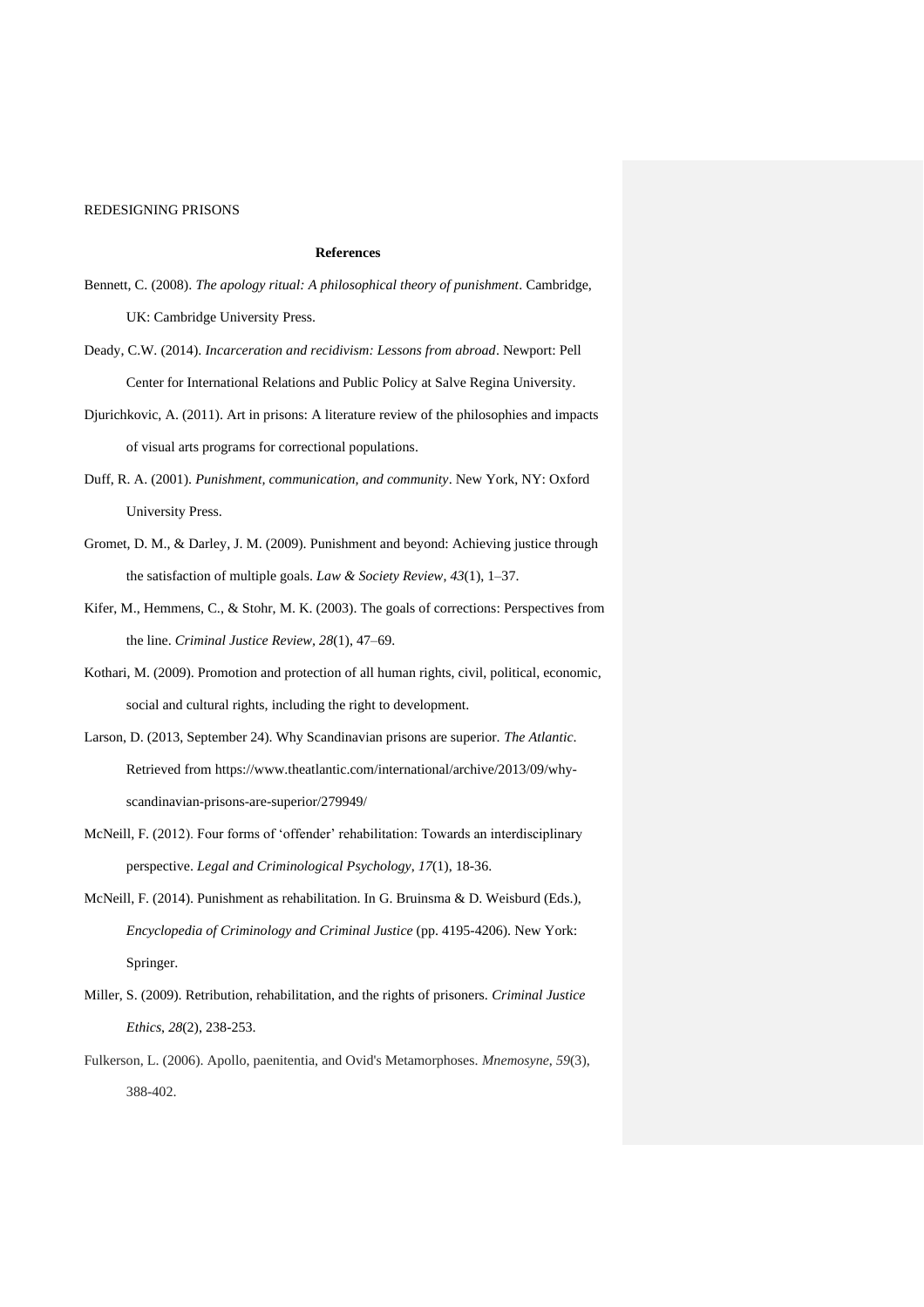## References

Bennett, C. (2008). *The apology ritual: A philosophical theory of punishment*. Cambridge, UK: Cambridge University Press.

Deady, C.W. (2014). *Incarceration and recidivism: Lessons from abroad*. Newport: Pell Center for International Relations and Public Policy at Salve Regina University.

Djurichkovic, A. (2011). Art in prisons: A literature review of the philosophies and impacts of visual arts programs for correctional populations.

Duff, R. A. (2001). *Punishment, communication, and community*. New York, NY: Oxford University Press.

Gromet, D. M., & Darley, J. M. (2009). Punishment and beyond: Achieving justice through the satisfaction of multiple goals. *Law & Society Review*, *43*(1), 1–37.

Kifer, M., Hemmens, C., & Stohr, M. K. (2003). The goals of corrections: Perspectives from the line. *Criminal Justice Review, 28*(1), 47–69.

Kothari, M. (2009). Promotion and protection of all human rights, civil, political, economic, social and cultural rights, including the right to development.

Larson, D. (2013, September 24). Why Scandinavian prisons are superior. *The Atlantic*. Retrieved from https://www.theatlantic.com/international/archive/2013/09/why-scandinavian-prisons-are-superior/279949/

McNeill, F. (2012). Four forms of 'offender' rehabilitation: Towards an interdisciplinary perspective. *Legal and Criminological Psychology*, *17*(1), 18-36.

McNeill, F. (2014). Punishment as rehabilitation. In G. Bruinsma & D. Weisburd (Eds.), *Encyclopedia of Criminology and Criminal Justice* (pp. 4195-4206). New York: Springer.

Miller, S. (2009). Retribution, rehabilitation, and the rights of prisoners. *Criminal Justice Ethics*, *28*(2), 238-253.

Fulkerson, L. (2006). Apollo, paenitentia, and Ovid's Metamorphoses. *Mnemosyne*, *59*(3), 388-402.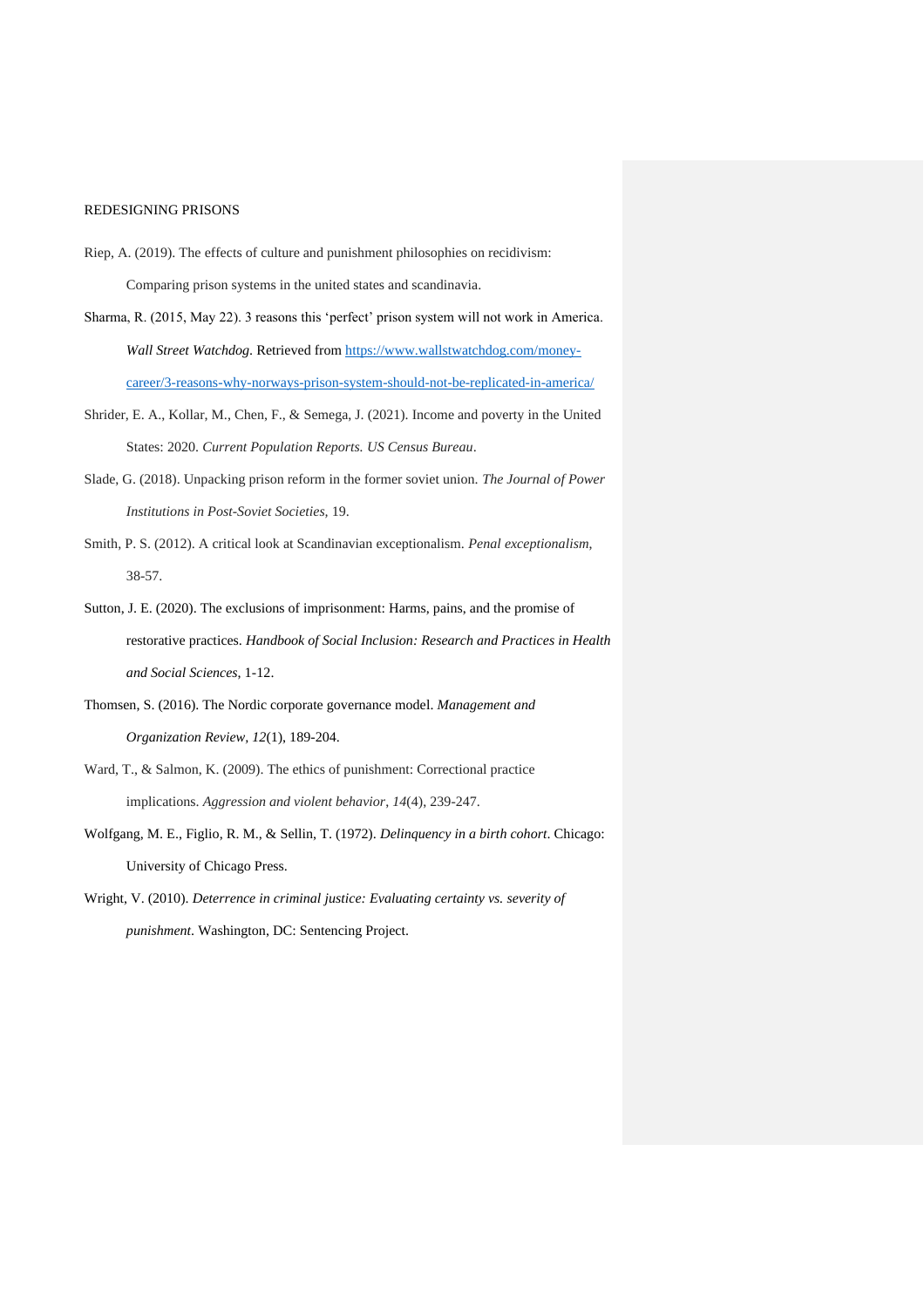Riep, A. (2019). The effects of culture and punishment philosophies on recidivism: Comparing prison systems in the united states and scandinavia.

Sharma, R. (2015, May 22). 3 reasons this 'perfect' prison system will not work in America. *Wall Street Watchdog*. Retrieved from https://www.wallstwatchdog.com/money-career/3-reasons-why-norways-prison-system-should-not-be-replicated-in-america/

Shrider, E. A., Kollar, M., Chen, F., & Semega, J. (2021). Income and poverty in the United States: 2020. *Current Population Reports. US Census Bureau*.

Slade, G. (2018). Unpacking prison reform in the former soviet union. *The Journal of Power Institutions in Post-Soviet Societies*, 19.

Smith, P. S. (2012). A critical look at Scandinavian exceptionalism. *Penal exceptionalism*, 38-57.

Sutton, J. E. (2020). The exclusions of imprisonment: Harms, pains, and the promise of restorative practices. *Handbook of Social Inclusion: Research and Practices in Health and Social Sciences*, 1-12.

Thomsen, S. (2016). The Nordic corporate governance model. *Management and Organization Review*, *12*(1), 189-204.

Ward, T., & Salmon, K. (2009). The ethics of punishment: Correctional practice implications. *Aggression and violent behavior*, *14*(4), 239-247.

Wolfgang, M. E., Figlio, R. M., & Sellin, T. (1972). *Delinquency in a birth cohort*. Chicago: University of Chicago Press.

Wright, V. (2010). *Deterrence in criminal justice: Evaluating certainty vs. severity of punishment*. Washington, DC: Sentencing Project.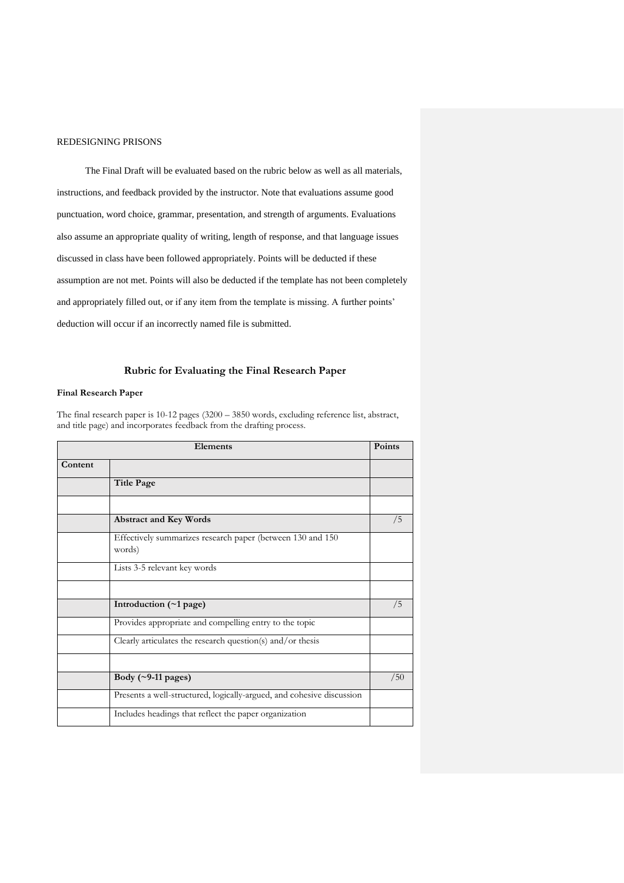The Final Draft will be evaluated based on the rubric below as well as all materials, instructions, and feedback provided by the instructor. Note that evaluations assume good punctuation, word choice, grammar, presentation, and strength of arguments. Evaluations also assume an appropriate quality of writing, length of response, and that language issues discussed in class have been followed appropriately. Points will be deducted if these assumption are not met. Points will also be deducted if the template has not been completely and appropriately filled out, or if any item from the template is missing. A further points' deduction will occur if an incorrectly named file is submitted.

## Rubric for Evaluating the Final Research Paper

**Final Research Paper**

The final research paper is 10-12 pages (3200 – 3850 words, excluding reference list, abstract, and title page) and incorporates feedback from the drafting process.

| Elements | | Points |
|---|---|---|
| **Content** | | |
| | **Title Page** | |
| | | |
| | **Abstract and Key Words** | /5 |
| | Effectively summarizes research paper (between 130 and 150 words) | |
| | Lists 3-5 relevant key words | |
| | | |
| | **Introduction (~1 page)** | /5 |
| | Provides appropriate and compelling entry to the topic | |
| | Clearly articulates the research question(s) and/or thesis | |
| | | |
| | **Body (~9-11 pages)** | /50 |
| | Presents a well-structured, logically-argued, and cohesive discussion | |
| | Includes headings that reflect the paper organization | |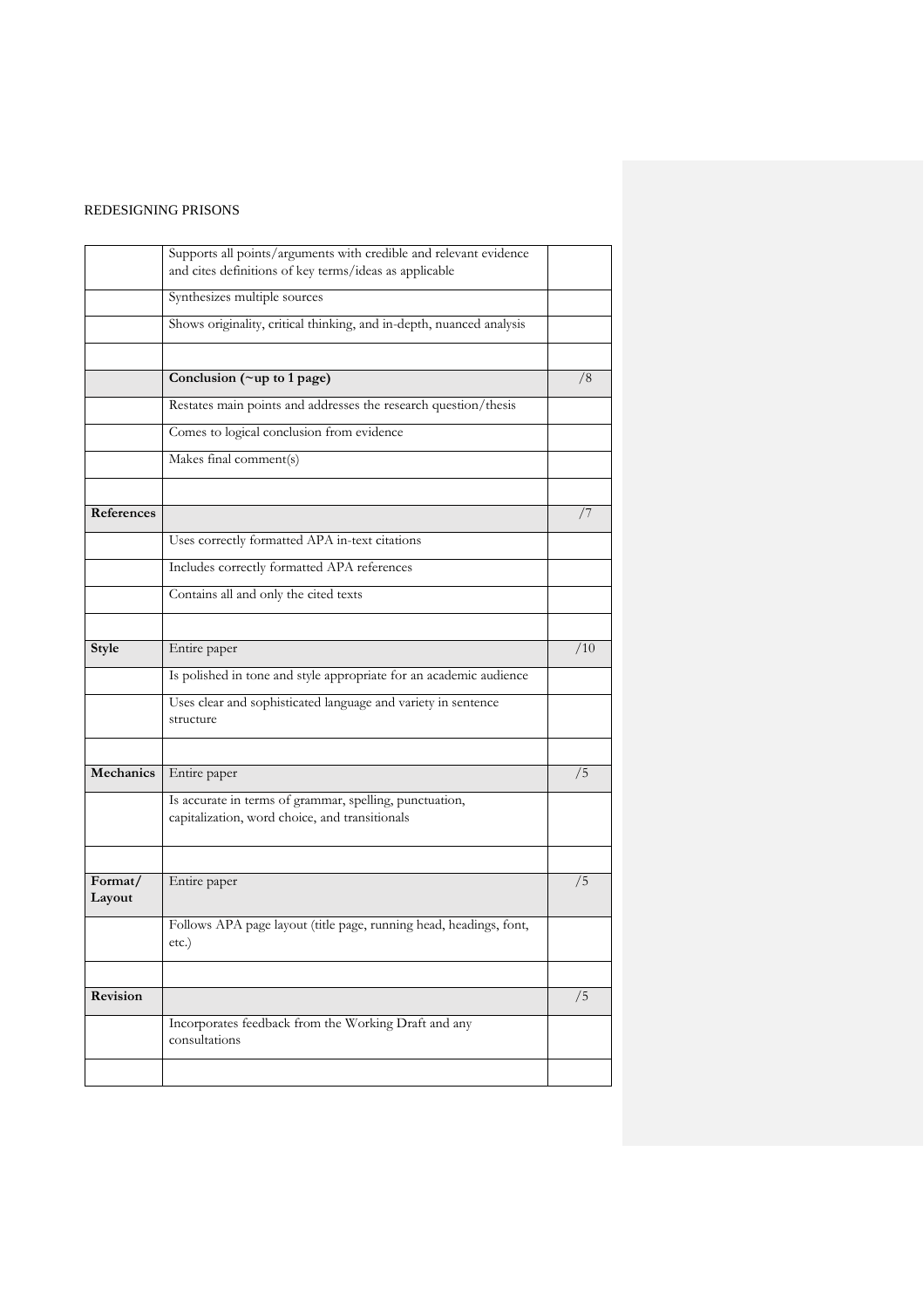| | | |
|---|---|---|
| | Supports all points/arguments with credible and relevant evidence and cites definitions of key terms/ideas as applicable | |
| | Synthesizes multiple sources | |
| | Shows originality, critical thinking, and in-depth, nuanced analysis | |
| | | |
| | **Conclusion (~up to 1 page)** | /8 |
| | Restates main points and addresses the research question/thesis | |
| | Comes to logical conclusion from evidence | |
| | Makes final comment(s) | |
| | | |
| **References** | | /7 |
| | Uses correctly formatted APA in-text citations | |
| | Includes correctly formatted APA references | |
| | Contains all and only the cited texts | |
| | | |
| **Style** | Entire paper | /10 |
| | Is polished in tone and style appropriate for an academic audience | |
| | Uses clear and sophisticated language and variety in sentence structure | |
| | | |
| **Mechanics** | Entire paper | /5 |
| | Is accurate in terms of grammar, spelling, punctuation, capitalization, word choice, and transitionals | |
| | | |
| **Format/ Layout** | Entire paper | /5 |
| | Follows APA page layout (title page, running head, headings, font, etc.) | |
| | | |
| **Revision** | | /5 |
| | Incorporates feedback from the Working Draft and any consultations | |
| | | |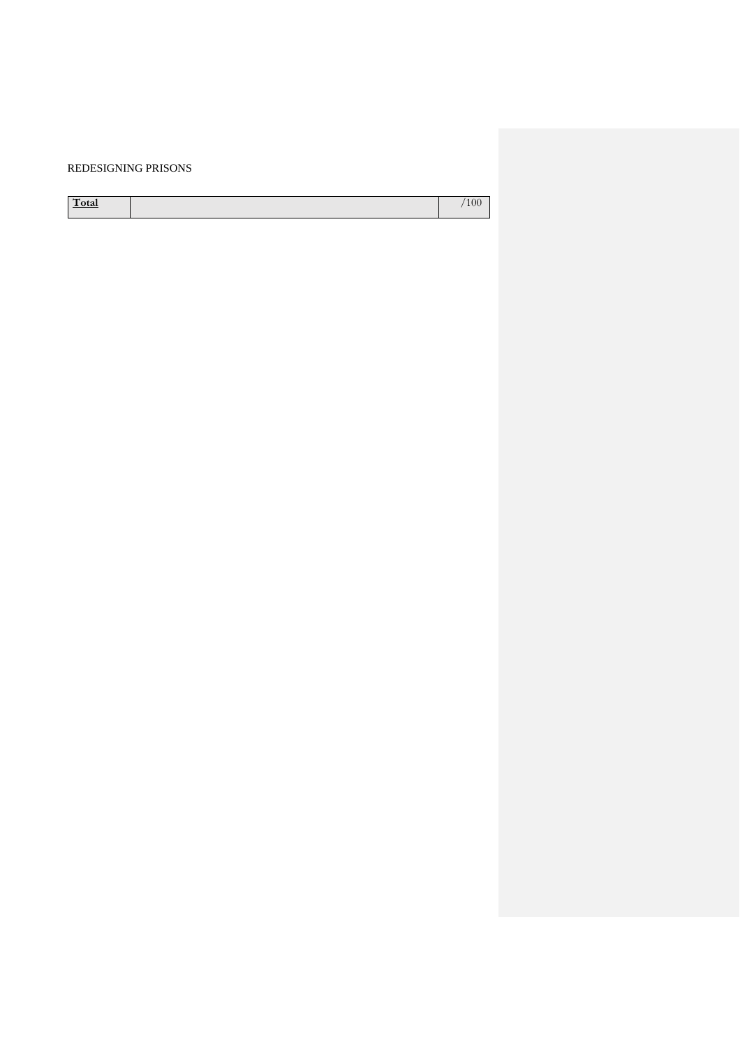REDESIGNING PRISONS

| | | |
|---|---|---|
| **Total** | | /100 |